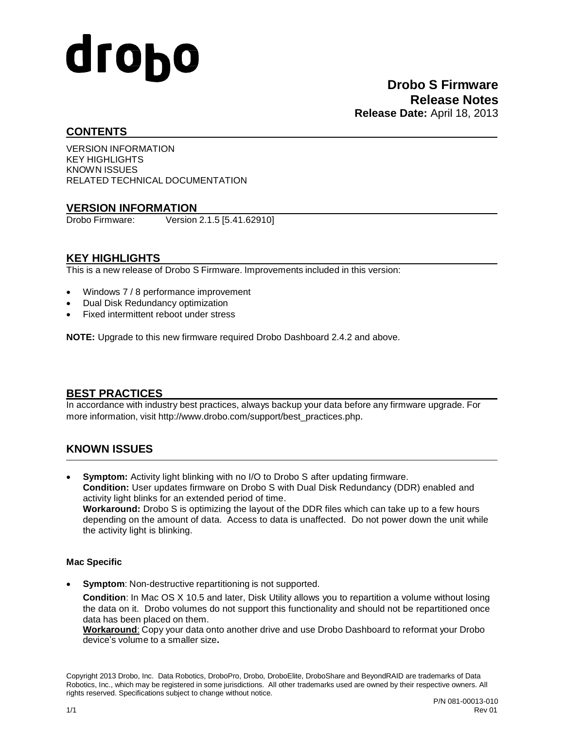drobo

# Drobo S Firmware Release Notes

**Release Date:** April 18, 2013

## CONTENTS

VERSION INFORMATION
KEY HIGHLIGHTS
KNOWN ISSUES
RELATED TECHNICAL DOCUMENTATION

## VERSION INFORMATION

Drobo Firmware: Version 2.1.5 [5.41.62910]

## KEY HIGHLIGHTS

This is a new release of Drobo S Firmware. Improvements included in this version:

- Windows 7 / 8 performance improvement
- Dual Disk Redundancy optimization
- Fixed intermittent reboot under stress

**NOTE:** Upgrade to this new firmware required Drobo Dashboard 2.4.2 and above.

## BEST PRACTICES

In accordance with industry best practices, always backup your data before any firmware upgrade. For more information, visit http://www.drobo.com/support/best_practices.php.

## KNOWN ISSUES

- **Symptom:** Activity light blinking with no I/O to Drobo S after updating firmware.
  **Condition:** User updates firmware on Drobo S with Dual Disk Redundancy (DDR) enabled and activity light blinks for an extended period of time.
  **Workaround:** Drobo S is optimizing the layout of the DDR files which can take up to a few hours depending on the amount of data. Access to data is unaffected. Do not power down the unit while the activity light is blinking.

**Mac Specific**

- **Symptom**: Non-destructive repartitioning is not supported.
  **Condition**: In Mac OS X 10.5 and later, Disk Utility allows you to repartition a volume without losing the data on it. Drobo volumes do not support this functionality and should not be repartitioned once data has been placed on them.
  **Workaround**: Copy your data onto another drive and use Drobo Dashboard to reformat your Drobo device's volume to a smaller size**.**

Copyright 2013 Drobo, Inc. Data Robotics, DroboPro, Drobo, DroboElite, DroboShare and BeyondRAID are trademarks of Data Robotics, Inc., which may be registered in some jurisdictions. All other trademarks used are owned by their respective owners. All rights reserved. Specifications subject to change without notice.

P/N 081-00013-010
Rev 01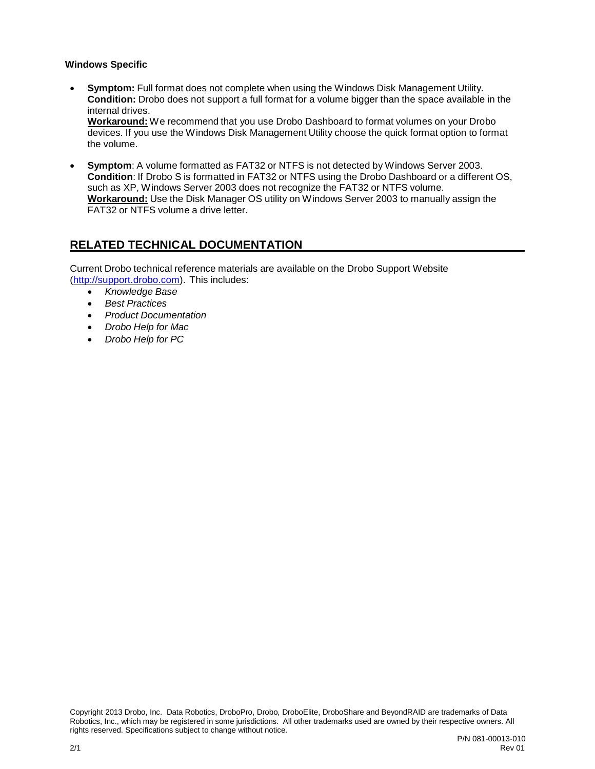**Windows Specific**

- **Symptom:** Full format does not complete when using the Windows Disk Management Utility. **Condition:** Drobo does not support a full format for a volume bigger than the space available in the internal drives.
  **Workaround:** We recommend that you use Drobo Dashboard to format volumes on your Drobo devices. If you use the Windows Disk Management Utility choose the quick format option to format the volume.

- **Symptom**: A volume formatted as FAT32 or NTFS is not detected by Windows Server 2003. **Condition**: If Drobo S is formatted in FAT32 or NTFS using the Drobo Dashboard or a different OS, such as XP, Windows Server 2003 does not recognize the FAT32 or NTFS volume.
  **Workaround:** Use the Disk Manager OS utility on Windows Server 2003 to manually assign the FAT32 or NTFS volume a drive letter.

## RELATED TECHNICAL DOCUMENTATION

Current Drobo technical reference materials are available on the Drobo Support Website (http://support.drobo.com). This includes:

- *Knowledge Base*
- *Best Practices*
- *Product Documentation*
- *Drobo Help for Mac*
- *Drobo Help for PC*

Copyright 2013 Drobo, Inc. Data Robotics, DroboPro, Drobo, DroboElite, DroboShare and BeyondRAID are trademarks of Data Robotics, Inc., which may be registered in some jurisdictions. All other trademarks used are owned by their respective owners. All rights reserved. Specifications subject to change without notice.

P/N 081-00013-010
Rev 01